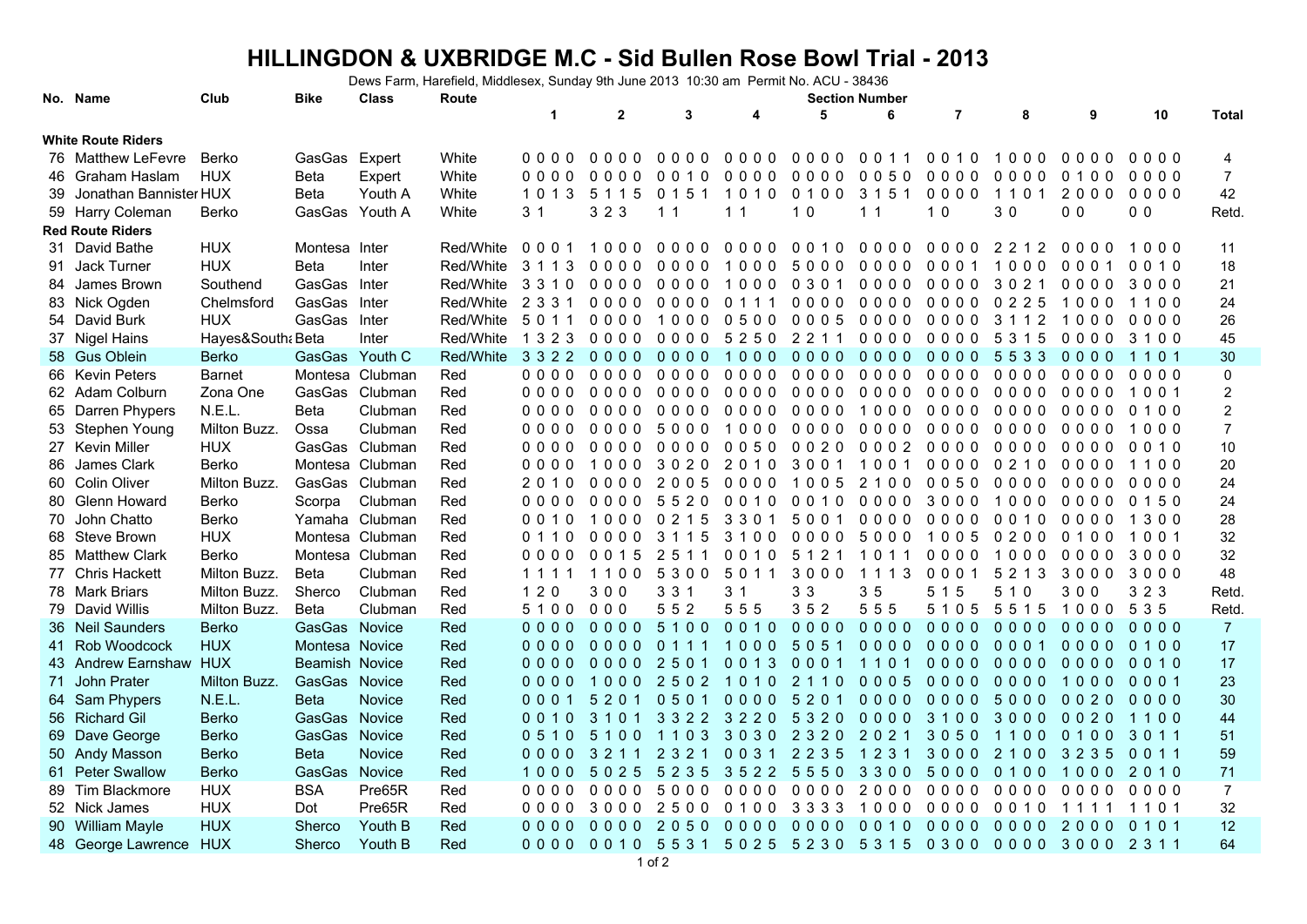# HILLINGDON & UXBRIDGE M.C - Sid Bullen Rose Bowl Trial - 2013

Dews Farm, Harefield, Middlesex, Sunday 9th June 2013 10:30 am Permit No. ACU - 38436

| No. | Name | Club | Bike | Class | Route | 1 | 2 | 3 | 4 | 5 | 6 | 7 | 8 | 9 | 10 | Total |
|---|---|---|---|---|---|---|---|---|---|---|---|---|---|---|---|---|
| **White Route Riders** | | | | | | | | | | | | | | | | |
| 76 | Matthew LeFevre | Berko | GasGas | Expert | White | 0 0 0 0 | 0 0 0 0 | 0 0 0 0 | 0 0 0 0 | 0 0 0 0 | 0 0 1 1 | 0 0 1 0 | 1 0 0 0 | 0 0 0 0 | 0 0 0 0 | 4 |
| 46 | Graham Haslam | HUX | Beta | Expert | White | 0 0 0 0 | 0 0 0 0 | 0 0 1 0 | 0 0 0 0 | 0 0 0 0 | 0 0 5 0 | 0 0 0 0 | 0 0 0 0 | 0 1 0 0 | 0 0 0 0 | 7 |
| 39 | Jonathan Bannister | HUX | Beta | Youth A | White | 1 0 1 3 | 5 1 1 5 | 0 1 5 1 | 1 0 1 0 | 0 1 0 0 | 3 1 5 1 | 0 0 0 0 | 1 1 0 1 | 2 0 0 0 | 0 0 0 0 | 42 |
| 59 | Harry Coleman | Berko | GasGas | Youth A | White | 3 1 | 3 2 3 | 1 1 | 1 1 | 1 0 | 1 1 | 1 0 | 3 0 | 0 0 | 0 0 | Retd. |
| **Red Route Riders** | | | | | | | | | | | | | | | | |
| 31 | David Bathe | HUX | Montesa | Inter | Red/White | 0 0 0 1 | 1 0 0 0 | 0 0 0 0 | 0 0 0 0 | 0 0 1 0 | 0 0 0 0 | 0 0 0 0 | 2 2 1 2 | 0 0 0 0 | 1 0 0 0 | 11 |
| 91 | Jack Turner | HUX | Beta | Inter | Red/White | 3 1 1 3 | 0 0 0 0 | 0 0 0 0 | 1 0 0 0 | 5 0 0 0 | 0 0 0 0 | 0 0 0 1 | 1 0 0 0 | 0 0 0 1 | 0 0 1 0 | 18 |
| 84 | James Brown | Southend | GasGas | Inter | Red/White | 3 3 1 0 | 0 0 0 0 | 0 0 0 0 | 1 0 0 0 | 0 3 0 1 | 0 0 0 0 | 0 0 0 0 | 3 0 2 1 | 0 0 0 0 | 3 0 0 0 | 21 |
| 83 | Nick Ogden | Chelmsford | GasGas | Inter | Red/White | 2 3 3 1 | 0 0 0 0 | 0 0 0 0 | 0 1 1 1 | 0 0 0 0 | 0 0 0 0 | 0 0 0 0 | 0 2 2 5 | 1 0 0 0 | 1 1 0 0 | 24 |
| 54 | David Burk | HUX | GasGas | Inter | Red/White | 5 0 1 1 | 0 0 0 0 | 1 0 0 0 | 0 5 0 0 | 0 0 0 5 | 0 0 0 0 | 0 0 0 0 | 3 1 1 2 | 1 0 0 0 | 0 0 0 0 | 26 |
| 37 | Nigel Hains | Hayes&South | Beta | Inter | Red/White | 1 3 2 3 | 0 0 0 0 | 0 0 0 0 | 5 2 5 0 | 2 2 1 1 | 0 0 0 0 | 0 0 0 0 | 5 3 1 5 | 0 0 0 0 | 3 1 0 0 | 45 |
| 58 | Gus Oblein | Berko | GasGas | Youth C | Red/White | 3 3 2 2 | 0 0 0 0 | 0 0 0 0 | 1 0 0 0 | 0 0 0 0 | 0 0 0 0 | 0 0 0 0 | 5 5 3 3 | 0 0 0 0 | 1 1 0 1 | 30 |
| 66 | Kevin Peters | Barnet | Montesa | Clubman | Red | 0 0 0 0 | 0 0 0 0 | 0 0 0 0 | 0 0 0 0 | 0 0 0 0 | 0 0 0 0 | 0 0 0 0 | 0 0 0 0 | 0 0 0 0 | 0 0 0 0 | 0 |
| 62 | Adam Colburn | Zona One | GasGas | Clubman | Red | 0 0 0 0 | 0 0 0 0 | 0 0 0 0 | 0 0 0 0 | 0 0 0 0 | 0 0 0 0 | 0 0 0 0 | 0 0 0 0 | 0 0 0 0 | 1 0 0 1 | 2 |
| 65 | Darren Phypers | N.E.L. | Beta | Clubman | Red | 0 0 0 0 | 0 0 0 0 | 0 0 0 0 | 0 0 0 0 | 0 0 0 0 | 1 0 0 0 | 0 0 0 0 | 0 0 0 0 | 0 0 0 0 | 0 1 0 0 | 2 |
| 53 | Stephen Young | Milton Buzz. | Ossa | Clubman | Red | 0 0 0 0 | 0 0 0 0 | 5 0 0 0 | 1 0 0 0 | 0 0 0 0 | 0 0 0 0 | 0 0 0 0 | 0 0 0 0 | 0 0 0 0 | 1 0 0 0 | 7 |
| 27 | Kevin Miller | HUX | GasGas | Clubman | Red | 0 0 0 0 | 0 0 0 0 | 0 0 0 0 | 0 0 5 0 | 0 0 2 0 | 0 0 0 2 | 0 0 0 0 | 0 0 0 0 | 0 0 0 0 | 0 0 1 0 | 10 |
| 86 | James Clark | Berko | Montesa | Clubman | Red | 0 0 0 0 | 1 0 0 0 | 3 0 2 0 | 2 0 1 0 | 3 0 0 1 | 1 0 0 1 | 0 0 0 0 | 0 2 1 0 | 0 0 0 0 | 1 1 0 0 | 20 |
| 60 | Colin Oliver | Milton Buzz. | GasGas | Clubman | Red | 2 0 1 0 | 0 0 0 0 | 2 0 0 5 | 0 0 0 0 | 1 0 0 5 | 2 1 0 0 | 0 0 5 0 | 0 0 0 0 | 0 0 0 0 | 0 0 0 0 | 24 |
| 80 | Glenn Howard | Berko | Scorpa | Clubman | Red | 0 0 0 0 | 0 0 0 0 | 5 5 2 0 | 0 0 1 0 | 0 0 1 0 | 0 0 0 0 | 3 0 0 0 | 1 0 0 0 | 0 0 0 0 | 0 1 5 0 | 24 |
| 70 | John Chatto | Berko | Yamaha | Clubman | Red | 0 0 1 0 | 1 0 0 0 | 0 2 1 5 | 3 3 0 1 | 5 0 0 1 | 0 0 0 0 | 0 0 0 0 | 0 0 1 0 | 0 0 0 0 | 1 3 0 0 | 28 |
| 68 | Steve Brown | HUX | Montesa | Clubman | Red | 0 1 1 0 | 0 0 0 0 | 3 1 1 5 | 3 1 0 0 | 0 0 0 0 | 5 0 0 0 | 1 0 0 5 | 0 2 0 0 | 0 1 0 0 | 1 0 0 1 | 32 |
| 85 | Matthew Clark | Berko | Montesa | Clubman | Red | 0 0 0 0 | 0 0 1 5 | 2 5 1 1 | 0 0 1 0 | 5 1 2 1 | 1 0 1 1 | 0 0 0 0 | 1 0 0 0 | 0 0 0 0 | 3 0 0 0 | 32 |
| 77 | Chris Hackett | Milton Buzz. | Beta | Clubman | Red | 1 1 1 1 | 1 1 0 0 | 5 3 0 0 | 5 0 1 1 | 3 0 0 0 | 1 1 1 3 | 0 0 0 1 | 5 2 1 3 | 3 0 0 0 | 3 0 0 0 | 48 |
| 78 | Mark Briars | Milton Buzz. | Sherco | Clubman | Red | 1 2 0 | 3 0 0 | 3 3 1 | 3 1 | 3 3 | 3 5 | 5 1 5 | 5 1 0 | 3 0 0 | 3 2 3 | Retd. |
| 79 | David Willis | Milton Buzz. | Beta | Clubman | Red | 5 1 0 0 | 0 0 0 | 5 5 2 | 5 5 5 | 3 5 2 | 5 5 5 | 5 1 0 5 | 5 5 1 5 | 1 0 0 0 | 5 3 5 | Retd. |
| 36 | Neil Saunders | Berko | GasGas | Novice | Red | 0 0 0 0 | 0 0 0 0 | 5 1 0 0 | 0 0 1 0 | 0 0 0 0 | 0 0 0 0 | 0 0 0 0 | 0 0 0 0 | 0 0 0 0 | 0 0 0 0 | 7 |
| 41 | Rob Woodcock | HUX | Montesa | Novice | Red | 0 0 0 0 | 0 0 0 0 | 0 1 1 1 | 1 0 0 0 | 5 0 5 1 | 0 0 0 0 | 0 0 0 0 | 0 0 0 1 | 0 0 0 0 | 0 1 0 0 | 17 |
| 43 | Andrew Earnshaw | HUX | Beamish | Novice | Red | 0 0 0 0 | 0 0 0 0 | 2 5 0 1 | 0 0 1 3 | 0 0 0 1 | 1 1 0 1 | 0 0 0 0 | 0 0 0 0 | 0 0 0 0 | 0 0 1 0 | 17 |
| 71 | John Prater | Milton Buzz. | GasGas | Novice | Red | 0 0 0 0 | 1 0 0 0 | 2 5 0 2 | 1 0 1 0 | 2 1 1 0 | 0 0 0 5 | 0 0 0 0 | 0 0 0 0 | 1 0 0 0 | 0 0 0 1 | 23 |
| 64 | Sam Phypers | N.E.L. | Beta | Novice | Red | 0 0 0 1 | 5 2 0 1 | 0 5 0 1 | 0 0 0 0 | 5 2 0 1 | 0 0 0 0 | 0 0 0 0 | 5 0 0 0 | 0 0 2 0 | 0 0 0 0 | 30 |
| 56 | Richard Gil | Berko | GasGas | Novice | Red | 0 0 1 0 | 3 1 0 1 | 3 3 2 2 | 3 2 2 0 | 5 3 2 0 | 0 0 0 0 | 3 1 0 0 | 3 0 0 0 | 0 0 2 0 | 1 1 0 0 | 44 |
| 69 | Dave George | Berko | GasGas | Novice | Red | 0 5 1 0 | 5 1 0 0 | 1 1 0 3 | 3 0 3 0 | 2 3 2 0 | 2 0 2 1 | 3 0 5 0 | 1 1 0 0 | 0 1 0 0 | 3 0 1 1 | 51 |
| 50 | Andy Masson | Berko | Beta | Novice | Red | 0 0 0 0 | 3 2 1 1 | 2 3 2 1 | 0 0 3 1 | 2 2 3 5 | 1 2 3 1 | 3 0 0 0 | 2 1 0 0 | 3 2 3 5 | 0 0 1 1 | 59 |
| 61 | Peter Swallow | Berko | GasGas | Novice | Red | 1 0 0 0 | 5 0 2 5 | 5 2 3 5 | 3 5 2 2 | 5 5 5 0 | 3 3 0 0 | 5 0 0 0 | 0 1 0 0 | 1 0 0 0 | 2 0 1 0 | 71 |
| 89 | Tim Blackmore | HUX | BSA | Pre65R | Red | 0 0 0 0 | 0 0 0 0 | 5 0 0 0 | 0 0 0 0 | 0 0 0 0 | 2 0 0 0 | 0 0 0 0 | 0 0 0 0 | 0 0 0 0 | 0 0 0 0 | 7 |
| 52 | Nick James | HUX | Dot | Pre65R | Red | 0 0 0 0 | 3 0 0 0 | 2 5 0 0 | 0 1 0 0 | 3 3 3 3 | 1 0 0 0 | 0 0 0 0 | 0 0 1 0 | 1 1 1 1 | 1 1 0 1 | 32 |
| 90 | William Mayle | HUX | Sherco | Youth B | Red | 0 0 0 0 | 0 0 0 0 | 2 0 5 0 | 0 0 0 0 | 0 0 0 0 | 0 0 1 0 | 0 0 0 0 | 0 0 0 0 | 2 0 0 0 | 0 1 0 1 | 12 |
| 48 | George Lawrence | HUX | Sherco | Youth B | Red | 0 0 0 0 | 0 0 1 0 | 5 5 3 1 | 5 0 2 5 | 5 2 3 0 | 5 3 1 5 | 0 3 0 0 | 0 0 0 0 | 3 0 0 0 | 2 3 1 1 | 64 |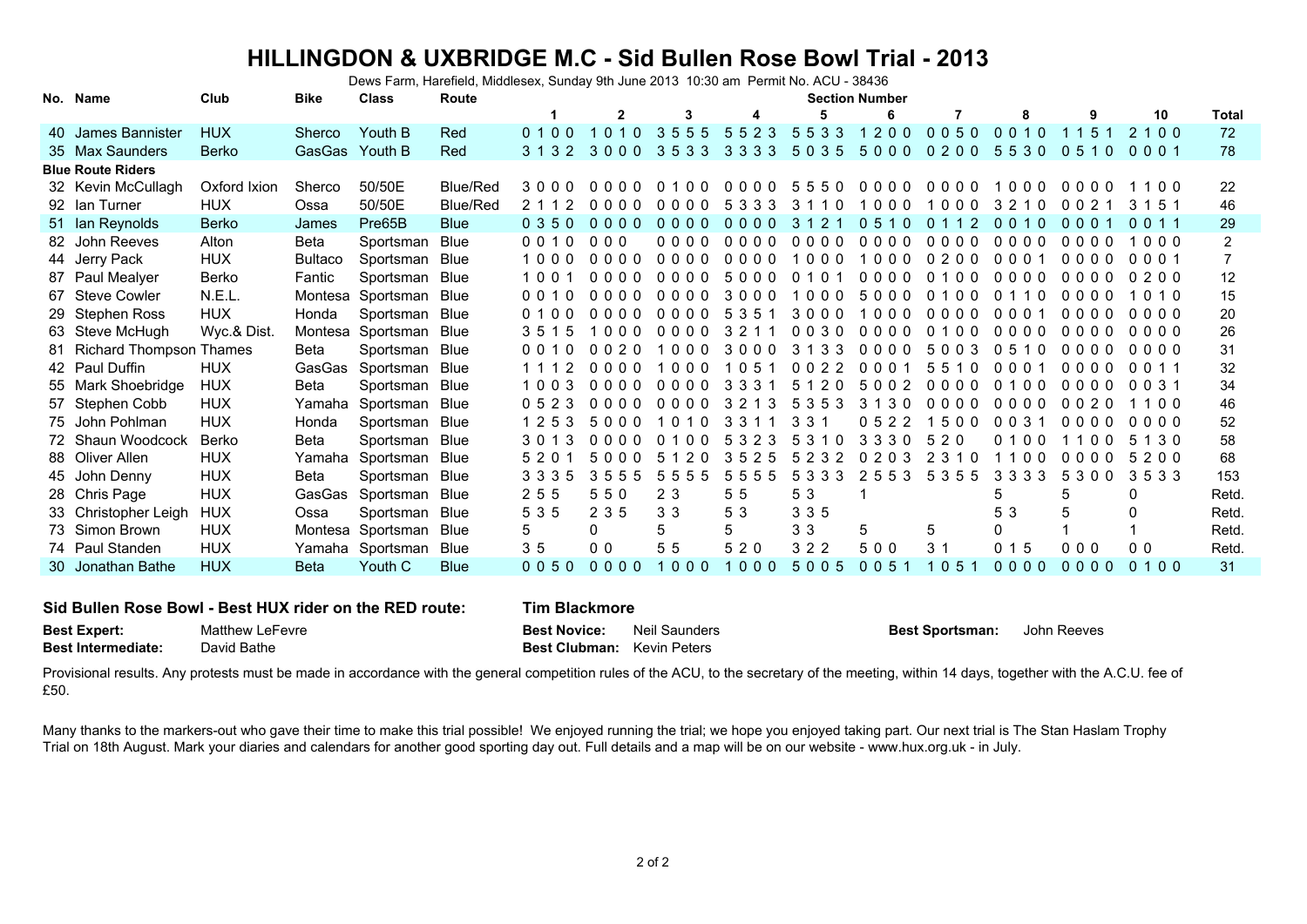# HILLINGDON & UXBRIDGE M.C - Sid Bullen Rose Bowl Trial - 2013

Dews Farm, Harefield, Middlesex, Sunday 9th June 2013 10:30 am Permit No. ACU - 38436

| No. | Name | Club | Bike | Class | Route | 1 | 2 | 3 | 4 | 5 | 6 | 7 | 8 | 9 | 10 | Total |
|---|---|---|---|---|---|---|---|---|---|---|---|---|---|---|---|---|
| 40 | James Bannister | HUX | Sherco | Youth B | Red | 0 1 0 0 | 1 0 1 0 | 3 5 5 5 | 5 5 2 3 | 5 5 3 3 | 1 2 0 0 | 0 0 5 0 | 0 0 1 0 | 1 1 5 1 | 2 1 0 0 | 72 |
| 35 | Max Saunders | Berko | GasGas | Youth B | Red | 3 1 3 2 | 3 0 0 0 | 3 5 3 3 | 3 3 3 3 | 5 0 3 5 | 5 0 0 0 | 0 2 0 0 | 5 5 3 0 | 0 5 1 0 | 0 0 0 1 | 78 |
| **Blue Route Riders** | | | | | | | | | | | | | | | | |
| 32 | Kevin McCullagh | Oxford Ixion | Sherco | 50/50E | Blue/Red | 3 0 0 0 | 0 0 0 0 | 0 1 0 0 | 0 0 0 0 | 5 5 5 0 | 0 0 0 0 | 0 0 0 0 | 1 0 0 0 | 0 0 0 0 | 1 1 0 0 | 22 |
| 92 | Ian Turner | HUX | Ossa | 50/50E | Blue/Red | 2 1 1 2 | 0 0 0 0 | 0 0 0 0 | 5 3 3 3 | 3 1 1 0 | 1 0 0 0 | 1 0 0 0 | 3 2 1 0 | 0 0 2 1 | 3 1 5 1 | 46 |
| 51 | Ian Reynolds | Berko | James | Pre65B | Blue | 0 3 5 0 | 0 0 0 0 | 0 0 0 0 | 0 0 0 0 | 3 1 2 1 | 0 5 1 0 | 0 1 1 2 | 0 0 1 0 | 0 0 0 1 | 0 0 1 1 | 29 |
| 82 | John Reeves | Alton | Beta | Sportsman | Blue | 0 0 1 0 | 0 0 0 | 0 0 0 0 | 0 0 0 0 | 0 0 0 0 | 0 0 0 0 | 0 0 0 0 | 0 0 0 0 | 0 0 0 0 | 1 0 0 0 | 2 |
| 44 | Jerry Pack | HUX | Bultaco | Sportsman | Blue | 1 0 0 0 | 0 0 0 0 | 0 0 0 0 | 0 0 0 0 | 1 0 0 0 | 1 0 0 0 | 0 2 0 0 | 0 0 0 1 | 0 0 0 0 | 0 0 0 1 | 7 |
| 87 | Paul Mealyer | Berko | Fantic | Sportsman | Blue | 1 0 0 1 | 0 0 0 0 | 0 0 0 0 | 5 0 0 0 | 0 1 0 1 | 0 0 0 0 | 0 1 0 0 | 0 0 0 0 | 0 0 0 0 | 0 2 0 0 | 12 |
| 67 | Steve Cowler | N.E.L. | Montesa | Sportsman | Blue | 0 0 1 0 | 0 0 0 0 | 0 0 0 0 | 3 0 0 0 | 1 0 0 0 | 5 0 0 0 | 0 1 0 0 | 0 1 1 0 | 0 0 0 0 | 1 0 1 0 | 15 |
| 29 | Stephen Ross | HUX | Honda | Sportsman | Blue | 0 1 0 0 | 0 0 0 0 | 0 0 0 0 | 5 3 5 1 | 3 0 0 0 | 1 0 0 0 | 0 0 0 0 | 0 0 0 1 | 0 0 0 0 | 0 0 0 0 | 20 |
| 63 | Steve McHugh | Wyc.& Dist. | Montesa | Sportsman | Blue | 3 5 1 5 | 1 0 0 0 | 0 0 0 0 | 3 2 1 1 | 0 0 3 0 | 0 0 0 0 | 0 1 0 0 | 0 0 0 0 | 0 0 0 0 | 0 0 0 0 | 26 |
| 81 | Richard Thompson | Thames | Beta | Sportsman | Blue | 0 0 1 0 | 0 0 2 0 | 1 0 0 0 | 3 0 0 0 | 3 1 3 3 | 0 0 0 0 | 5 0 0 3 | 0 5 1 0 | 0 0 0 0 | 0 0 0 0 | 31 |
| 42 | Paul Duffin | HUX | GasGas | Sportsman | Blue | 1 1 1 2 | 0 0 0 0 | 1 0 0 0 | 1 0 5 1 | 0 0 2 2 | 0 0 0 1 | 5 5 1 0 | 0 0 0 1 | 0 0 0 0 | 0 0 1 1 | 32 |
| 55 | Mark Shoebridge | HUX | Beta | Sportsman | Blue | 1 0 0 3 | 0 0 0 0 | 0 0 0 0 | 3 3 3 1 | 5 1 2 0 | 5 0 0 2 | 0 0 0 0 | 0 1 0 0 | 0 0 0 0 | 0 0 3 1 | 34 |
| 57 | Stephen Cobb | HUX | Yamaha | Sportsman | Blue | 0 5 2 3 | 0 0 0 0 | 0 0 0 0 | 3 2 1 3 | 5 3 5 3 | 3 1 3 0 | 0 0 0 0 | 0 0 0 0 | 0 0 2 0 | 1 1 0 0 | 46 |
| 75 | John Pohlman | HUX | Honda | Sportsman | Blue | 1 2 5 3 | 5 0 0 0 | 1 0 1 0 | 3 3 1 1 | 3 3 1 | 0 5 2 2 | 1 5 0 0 | 0 0 3 1 | 0 0 0 0 | 0 0 0 0 | 52 |
| 72 | Shaun Woodcock | Berko | Beta | Sportsman | Blue | 3 0 1 3 | 0 0 0 0 | 0 1 0 0 | 5 3 2 3 | 5 3 1 0 | 3 3 3 0 | 5 2 0 | 0 1 0 0 | 1 1 0 0 | 5 1 3 0 | 58 |
| 88 | Oliver Allen | HUX | Yamaha | Sportsman | Blue | 5 2 0 1 | 5 0 0 0 | 5 1 2 0 | 3 5 2 5 | 5 2 3 2 | 0 2 0 3 | 2 3 1 0 | 1 1 0 0 | 0 0 0 0 | 5 2 0 0 | 68 |
| 45 | John Denny | HUX | Beta | Sportsman | Blue | 3 3 3 5 | 3 5 5 5 | 5 5 5 5 | 5 5 5 5 | 5 3 3 3 | 2 5 5 3 | 5 3 5 5 | 3 3 3 3 | 5 3 0 0 | 3 5 3 3 | 153 |
| 28 | Chris Page | HUX | GasGas | Sportsman | Blue | 2 5 5 | 5 5 0 | 2 3 | 5 5 | 5 3 | 1 | | 5 | 5 | 0 | Retd. |
| 33 | Christopher Leigh | HUX | Ossa | Sportsman | Blue | 5 3 5 | 2 3 5 | 3 3 | 5 3 | 3 3 5 | | | 5 3 | 5 | 0 | Retd. |
| 73 | Simon Brown | HUX | Montesa | Sportsman | Blue | 5 | 0 | 5 | 5 | 3 3 | 5 | 5 | 0 | 1 | 1 | Retd. |
| 74 | Paul Standen | HUX | Yamaha | Sportsman | Blue | 3 5 | 0 0 | 5 5 | 5 2 0 | 3 2 2 | 5 0 0 | 3 1 | 0 1 5 | 0 0 0 | 0 0 | Retd. |
| 30 | Jonathan Bathe | HUX | Beta | Youth C | Blue | 0 0 5 0 | 0 0 0 0 | 1 0 0 0 | 1 0 0 0 | 5 0 0 5 | 0 0 5 1 | 1 0 5 1 | 0 0 0 0 | 0 0 0 0 | 0 1 0 0 | 31 |

**Sid Bullen Rose Bowl - Best HUX rider on the RED route:** Tim Blackmore

**Best Expert:** Matthew LeFevre
**Best Intermediate:** David Bathe
**Best Novice:** Neil Saunders
**Best Clubman:** Kevin Peters
**Best Sportsman:** John Reeves

Provisional results. Any protests must be made in accordance with the general competition rules of the ACU, to the secretary of the meeting, within 14 days, together with the A.C.U. fee of £50.

Many thanks to the markers-out who gave their time to make this trial possible! We enjoyed running the trial; we hope you enjoyed taking part. Our next trial is The Stan Haslam Trophy Trial on 18th August. Mark your diaries and calendars for another good sporting day out. Full details and a map will be on our website - www.hux.org.uk - in July.